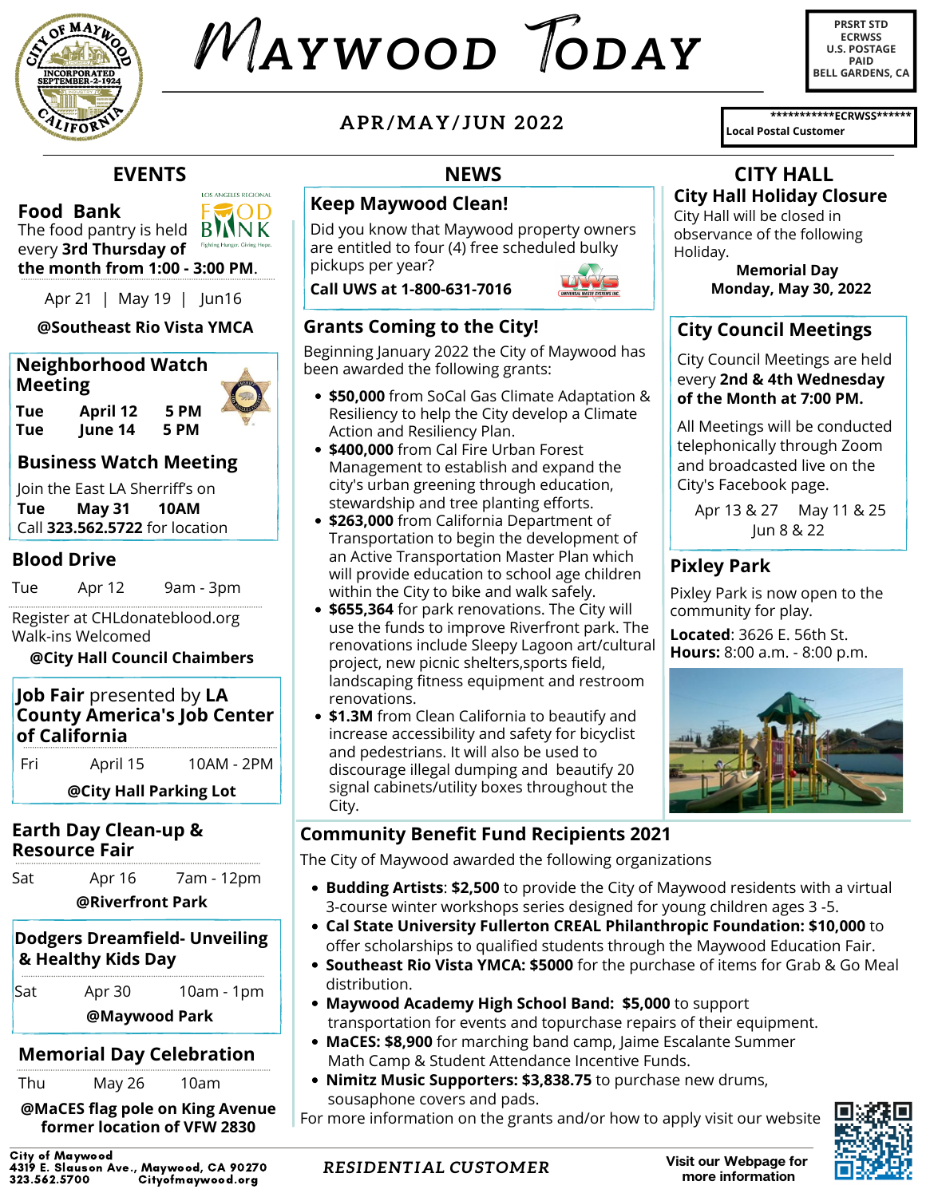# Maywood Today

PRSRT STD
ECRWSS
U.S. POSTAGE
PAID
BELL GARDENS, CA

**APR/MAY/JUN 2022**

***********ECRWSS******
Local Postal Customer

## EVENTS

### Food Bank

The food pantry is held every **3rd Thursday of the month from 1:00 - 3:00 PM**.

Apr 21 | May 19 | Jun16

**@Southeast Rio Vista YMCA**

### Neighborhood Watch Meeting

| | | |
|---|---|---|
| **Tue** | **April 12** | **5 PM** |
| **Tue** | **June 14** | **5 PM** |

### Business Watch Meeting

Join the East LA Sherriff's on

**Tue May 31 10AM**

Call **323.562.5722** for location

### Blood Drive

Tue Apr 12 9am - 3pm

Register at CHLdonateblood.org
Walk-ins Welcomed

**@City Hall Council Chaimbers**

### Job Fair presented by LA County America's Job Center of California

Fri April 15 10AM - 2PM

**@City Hall Parking Lot**

### Earth Day Clean-up & Resource Fair

Sat Apr 16 7am - 12pm

**@Riverfront Park**

### Dodgers Dreamfield- Unveiling & Healthy Kids Day

Sat Apr 30 10am - 1pm

**@Maywood Park**

### Memorial Day Celebration

Thu May 26 10am

**@MaCES flag pole on King Avenue former location of VFW 2830**

## NEWS

### Keep Maywood Clean!

Did you know that Maywood property owners are entitled to four (4) free scheduled bulky pickups per year?

**Call UWS at 1-800-631-7016**

### Grants Coming to the City!

Beginning January 2022 the City of Maywood has been awarded the following grants:

- **$50,000** from SoCal Gas Climate Adaptation & Resiliency to help the City develop a Climate Action and Resiliency Plan.
- **$400,000** from Cal Fire Urban Forest Management to establish and expand the city's urban greening through education, stewardship and tree planting efforts.
- **$263,000** from California Department of Transportation to begin the development of an Active Transportation Master Plan which will provide education to school age children within the City to bike and walk safely.
- **$655,364** for park renovations. The City will use the funds to improve Riverfront park. The renovations include Sleepy Lagoon art/cultural project, new picnic shelters,sports field, landscaping fitness equipment and restroom renovations.
- **$1.3M** from Clean California to beautify and increase accessibility and safety for bicyclist and pedestrians. It will also be used to discourage illegal dumping and beautify 20 signal cabinets/utility boxes throughout the City.

## CITY HALL

### City Hall Holiday Closure

City Hall will be closed in observance of the following Holiday.

**Memorial Day**
**Monday, May 30, 2022**

### City Council Meetings

City Council Meetings are held every **2nd & 4th Wednesday of the Month at 7:00 PM.**

All Meetings will be conducted telephonically through Zoom and broadcasted live on the City's Facebook page.

Apr 13 & 27 May 11 & 25
Jun 8 & 22

### Pixley Park

Pixley Park is now open to the community for play.

**Located**: 3626 E. 56th St.
**Hours:** 8:00 a.m. - 8:00 p.m.

### Community Benefit Fund Recipients 2021

The City of Maywood awarded the following organizations

- **Budding Artists**: **$2,500** to provide the City of Maywood residents with a virtual 3-course winter workshops series designed for young children ages 3 -5.
- **Cal State University Fullerton CREAL Philanthropic Foundation: $10,000** to offer scholarships to qualified students through the Maywood Education Fair.
- **Southeast Rio Vista YMCA: $5000** for the purchase of items for Grab & Go Meal distribution.
- **Maywood Academy High School Band: $5,000** to support transportation for events and topurchase repairs of their equipment.
- **MaCES: $8,900** for marching band camp, Jaime Escalante Summer Math Camp & Student Attendance Incentive Funds.
- **Nimitz Music Supporters: $3,838.75** to purchase new drums, sousaphone covers and pads.

For more information on the grants and/or how to apply visit our website

**City of Maywood**
**4319 E. Slauson Ave., Maywood, CA 90270**
**323.562.5700 Cityofmaywood.org**

*RESIDENTIAL CUSTOMER*

**Visit our Webpage for more information**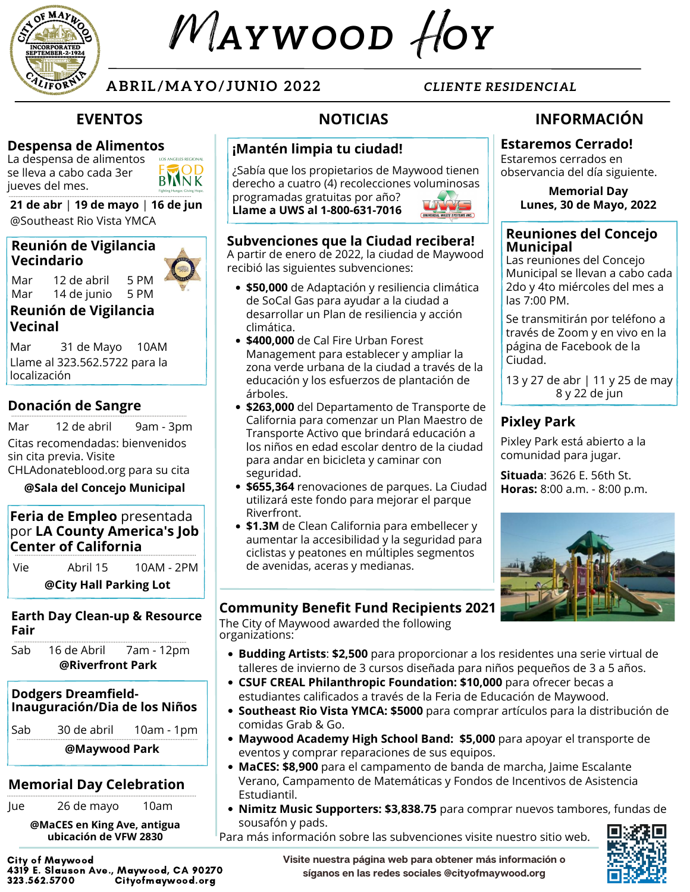# Maywood Hoy

**ABRIL/MAYO/JUNIO 2022**

*CLIENTE RESIDENCIAL*

## EVENTOS

### Despensa de Alimentos

La despensa de alimentos se lleva a cabo cada 3er jueves del mes.

**21 de abr | 19 de mayo | 16 de jun**

@Southeast Rio Vista YMCA

### Reunión de Vigilancia Vecindario

Mar 12 de abril 5 PM
Mar 14 de junio 5 PM

### Reunión de Vigilancia Vecinal

Mar 31 de Mayo 10AM

Llame al 323.562.5722 para la localización

### Donación de Sangre

Mar 12 de abril 9am - 3pm

Citas recomendadas: bienvenidos sin cita previa. Visite CHLAdonateblood.org para su cita

**@Sala del Concejo Municipal**

### Feria de Empleo presentada por LA County America's Job Center of California

Vie Abril 15 10AM - 2PM

**@City Hall Parking Lot**

### Earth Day Clean-up & Resource Fair

Sab 16 de Abril 7am - 12pm

**@Riverfront Park**

### Dodgers Dreamfield-Inauguración/Dia de los Niños

Sab 30 de abril 10am - 1pm

**@Maywood Park**

### Memorial Day Celebration

Jue 26 de mayo 10am

**@MaCES en King Ave, antigua ubicación de VFW 2830**

## NOTICIAS

### ¡Mantén limpia tu ciudad!

¿Sabía que los propietarios de Maywood tienen derecho a cuatro (4) recolecciones voluminosas programadas gratuitas por año?
**Llame a UWS al 1-800-631-7016**

### Subvenciones que la Ciudad recibera!

A partir de enero de 2022, la ciudad de Maywood recibió las siguientes subvenciones:

- **$50,000** de Adaptación y resiliencia climática de SoCal Gas para ayudar a la ciudad a desarrollar un Plan de resiliencia y acción climática.
- **$400,000** de Cal Fire Urban Forest Management para establecer y ampliar la zona verde urbana de la ciudad a través de la educación y los esfuerzos de plantación de árboles.
- **$263,000** del Departamento de Transporte de California para comenzar un Plan Maestro de Transporte Activo que brindará educación a los niños en edad escolar dentro de la ciudad para andar en bicicleta y caminar con seguridad.
- **$655,364** renovaciones de parques. La Ciudad utilizará este fondo para mejorar el parque Riverfront.
- **$1.3M** de Clean California para embellecer y aumentar la accesibilidad y la seguridad para ciclistas y peatones en múltiples segmentos de avenidas, aceras y medianas.

### Community Benefit Fund Recipients 2021

The City of Maywood awarded the following organizations:

- **Budding Artists**: **$2,500** para proporcionar a los residentes una serie virtual de talleres de invierno de 3 cursos diseñada para niños pequeños de 3 a 5 años.
- **CSUF CREAL Philanthropic Foundation: $10,000** para ofrecer becas a estudiantes calificados a través de la Feria de Educación de Maywood.
- **Southeast Rio Vista YMCA: $5000** para comprar artículos para la distribución de comidas Grab & Go.
- **Maywood Academy High School Band: $5,000** para apoyar el transporte de eventos y comprar reparaciones de sus equipos.
- **MaCES: $8,900** para el campamento de banda de marcha, Jaime Escalante Verano, Campamento de Matemáticas y Fondos de Incentivos de Asistencia Estudiantil.
- **Nimitz Music Supporters: $3,838.75** para comprar nuevos tambores, fundas de sousafón y pads.

Para más información sobre las subvenciones visite nuestro sitio web.

## INFORMACIÓN

### Estaremos Cerrado!

Estaremos cerrados en observancia del día siguiente.

**Memorial Day**
**Lunes, 30 de Mayo, 2022**

### Reuniones del Concejo Municipal

Las reuniones del Concejo Municipal se llevan a cabo cada 2do y 4to miércoles del mes a las 7:00 PM.

Se transmitirán por teléfono a través de Zoom y en vivo en la página de Facebook de la Ciudad.

13 y 27 de abr | 11 y 25 de may
8 y 22 de jun

### Pixley Park

Pixley Park está abierto a la comunidad para jugar.

**Situada**: 3626 E. 56th St.
**Horas:** 8:00 a.m. - 8:00 p.m.

**City of Maywood**
**4319 E. Slauson Ave., Maywood, CA 90270**
**323.562.5700 Cityofmaywood.org**

**Visite nuestra página web para obtener más información o síganos en las redes sociales @cityofmaywood.org**